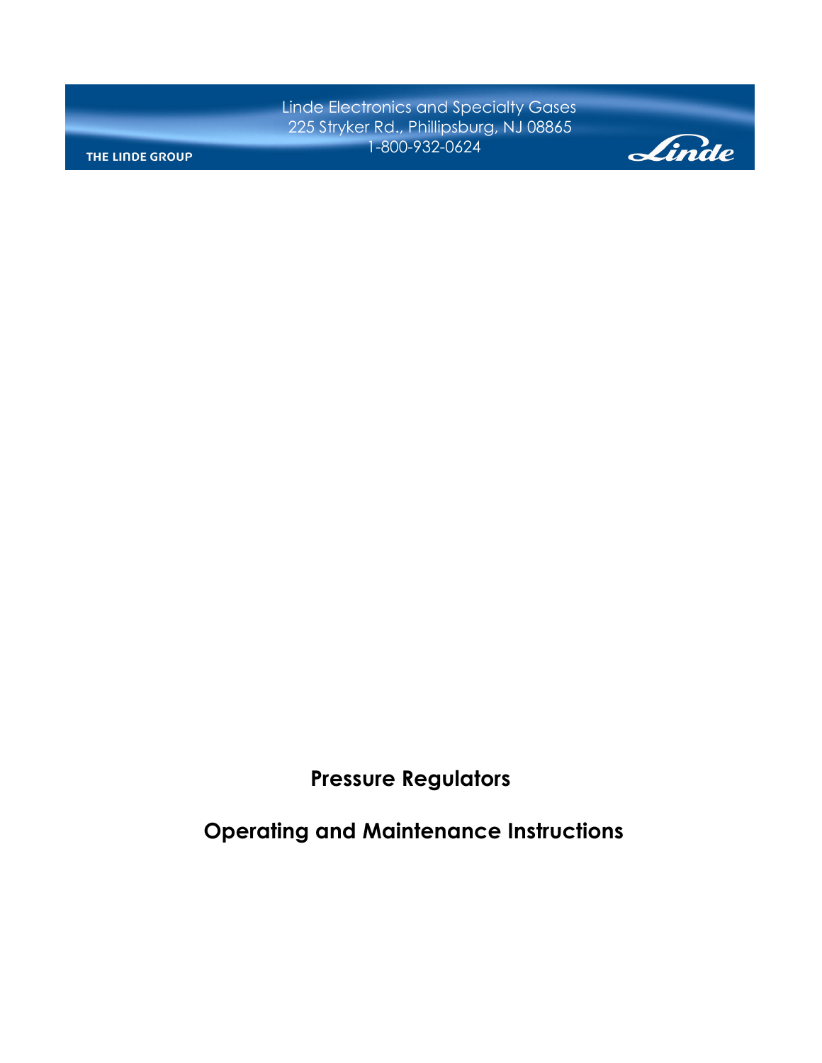Linde Electronics and Specialty Gases
225 Stryker Rd., Phillipsburg, NJ 08865
1-800-932-0624

THE LINDE GROUP

Linde

# Pressure Regulators

# Operating and Maintenance Instructions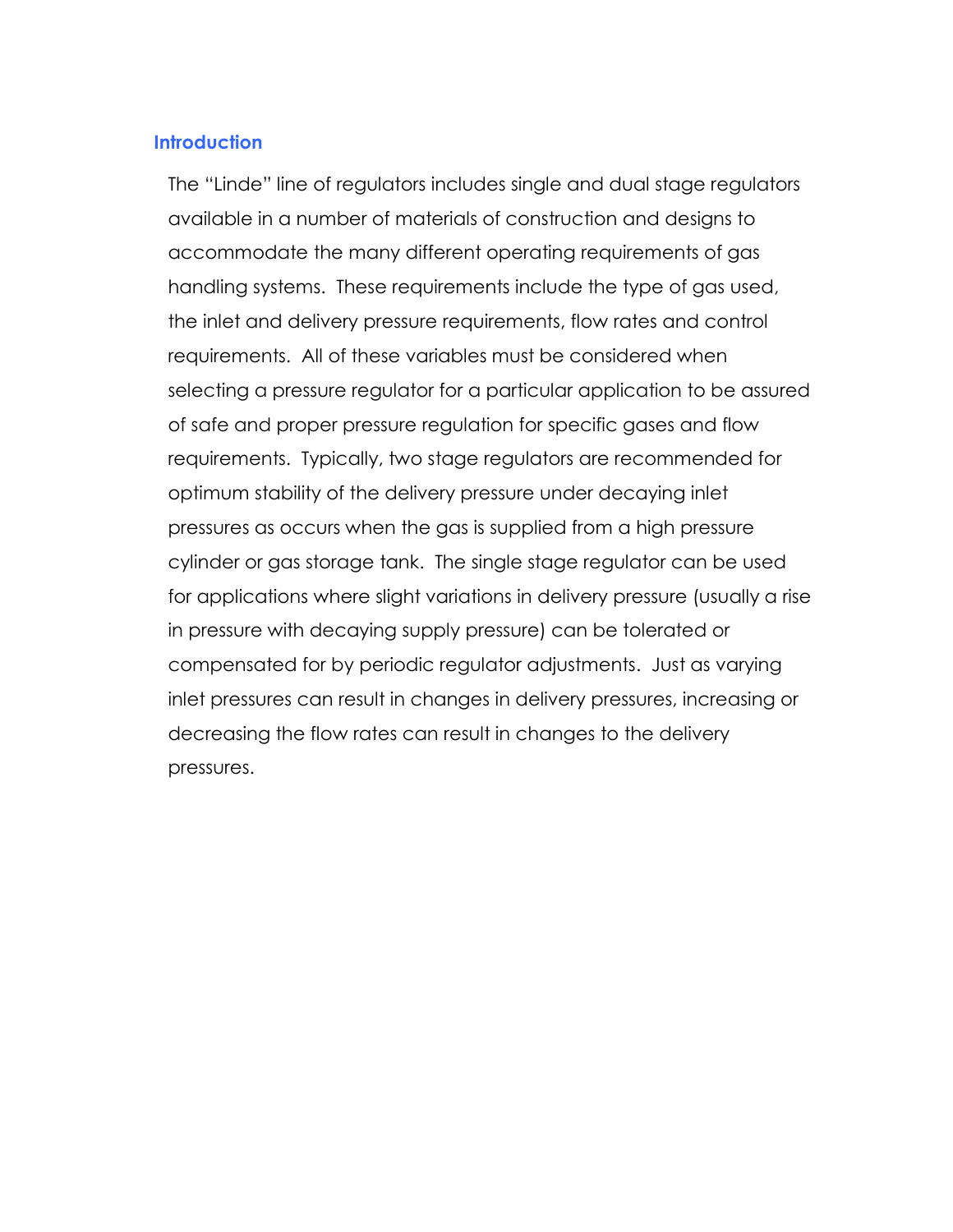## Introduction

The "Linde" line of regulators includes single and dual stage regulators available in a number of materials of construction and designs to accommodate the many different operating requirements of gas handling systems. These requirements include the type of gas used, the inlet and delivery pressure requirements, flow rates and control requirements. All of these variables must be considered when selecting a pressure regulator for a particular application to be assured of safe and proper pressure regulation for specific gases and flow requirements. Typically, two stage regulators are recommended for optimum stability of the delivery pressure under decaying inlet pressures as occurs when the gas is supplied from a high pressure cylinder or gas storage tank. The single stage regulator can be used for applications where slight variations in delivery pressure (usually a rise in pressure with decaying supply pressure) can be tolerated or compensated for by periodic regulator adjustments. Just as varying inlet pressures can result in changes in delivery pressures, increasing or decreasing the flow rates can result in changes to the delivery pressures.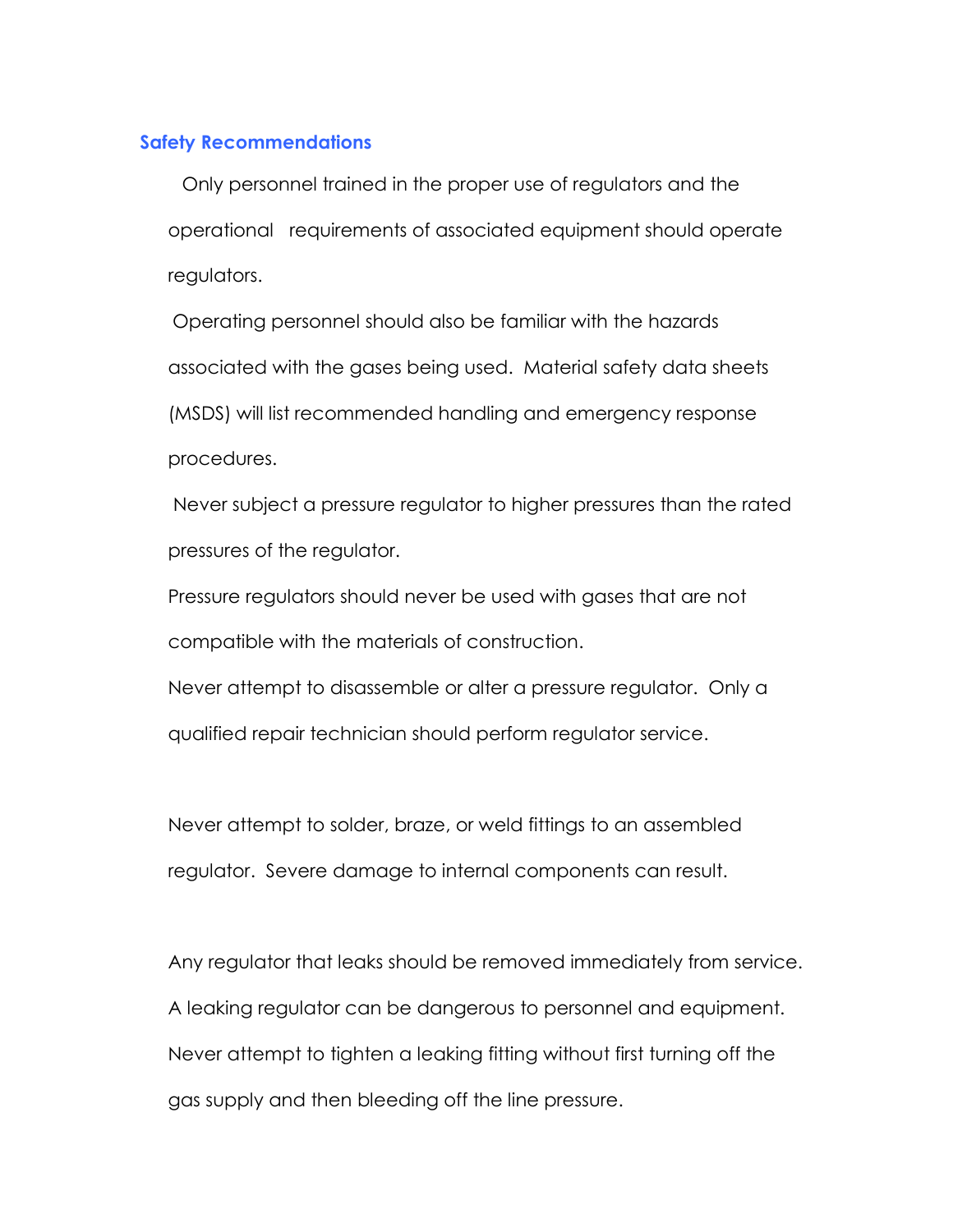## Safety Recommendations

Only personnel trained in the proper use of regulators and the operational requirements of associated equipment should operate regulators.

Operating personnel should also be familiar with the hazards associated with the gases being used. Material safety data sheets (MSDS) will list recommended handling and emergency response procedures.

Never subject a pressure regulator to higher pressures than the rated pressures of the regulator.

Pressure regulators should never be used with gases that are not compatible with the materials of construction.

Never attempt to disassemble or alter a pressure regulator. Only a qualified repair technician should perform regulator service.

Never attempt to solder, braze, or weld fittings to an assembled regulator. Severe damage to internal components can result.

Any regulator that leaks should be removed immediately from service. A leaking regulator can be dangerous to personnel and equipment. Never attempt to tighten a leaking fitting without first turning off the gas supply and then bleeding off the line pressure.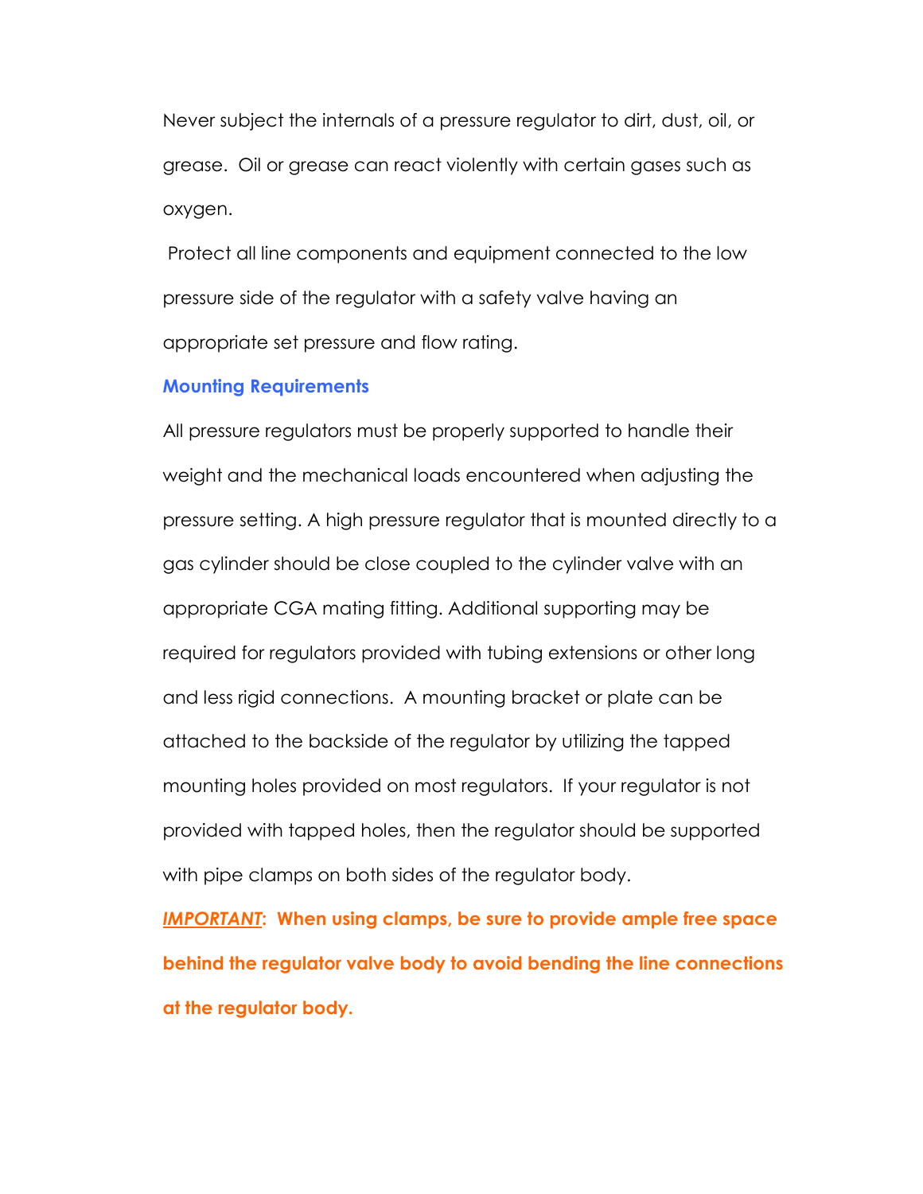Never subject the internals of a pressure regulator to dirt, dust, oil, or grease. Oil or grease can react violently with certain gases such as oxygen.

Protect all line components and equipment connected to the low pressure side of the regulator with a safety valve having an appropriate set pressure and flow rating.

### Mounting Requirements

All pressure regulators must be properly supported to handle their weight and the mechanical loads encountered when adjusting the pressure setting. A high pressure regulator that is mounted directly to a gas cylinder should be close coupled to the cylinder valve with an appropriate CGA mating fitting. Additional supporting may be required for regulators provided with tubing extensions or other long and less rigid connections. A mounting bracket or plate can be attached to the backside of the regulator by utilizing the tapped mounting holes provided on most regulators. If your regulator is not provided with tapped holes, then the regulator should be supported with pipe clamps on both sides of the regulator body.

***IMPORTANT*: When using clamps, be sure to provide ample free space behind the regulator valve body to avoid bending the line connections at the regulator body.**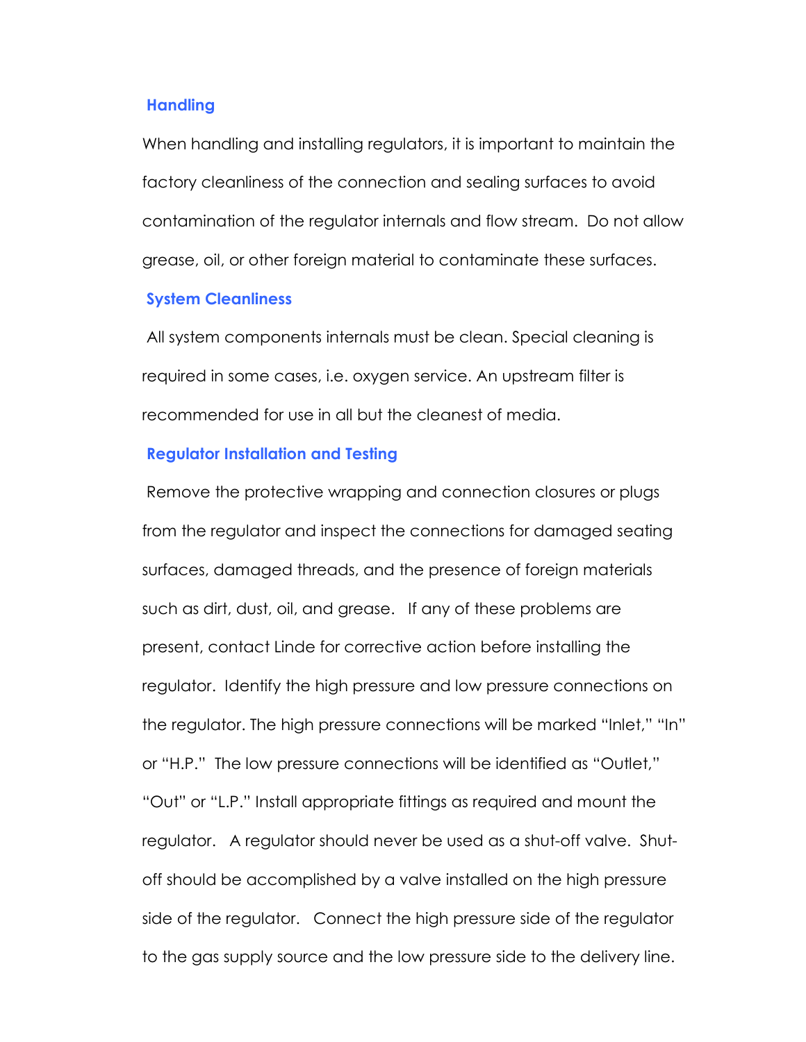## Handling

When handling and installing regulators, it is important to maintain the factory cleanliness of the connection and sealing surfaces to avoid contamination of the regulator internals and flow stream. Do not allow grease, oil, or other foreign material to contaminate these surfaces.

## System Cleanliness

All system components internals must be clean. Special cleaning is required in some cases, i.e. oxygen service. An upstream filter is recommended for use in all but the cleanest of media.

## Regulator Installation and Testing

Remove the protective wrapping and connection closures or plugs from the regulator and inspect the connections for damaged seating surfaces, damaged threads, and the presence of foreign materials such as dirt, dust, oil, and grease. If any of these problems are present, contact Linde for corrective action before installing the regulator. Identify the high pressure and low pressure connections on the regulator. The high pressure connections will be marked "Inlet," "In" or "H.P." The low pressure connections will be identified as "Outlet," "Out" or "L.P." Install appropriate fittings as required and mount the regulator. A regulator should never be used as a shut-off valve. Shut-off should be accomplished by a valve installed on the high pressure side of the regulator. Connect the high pressure side of the regulator to the gas supply source and the low pressure side to the delivery line.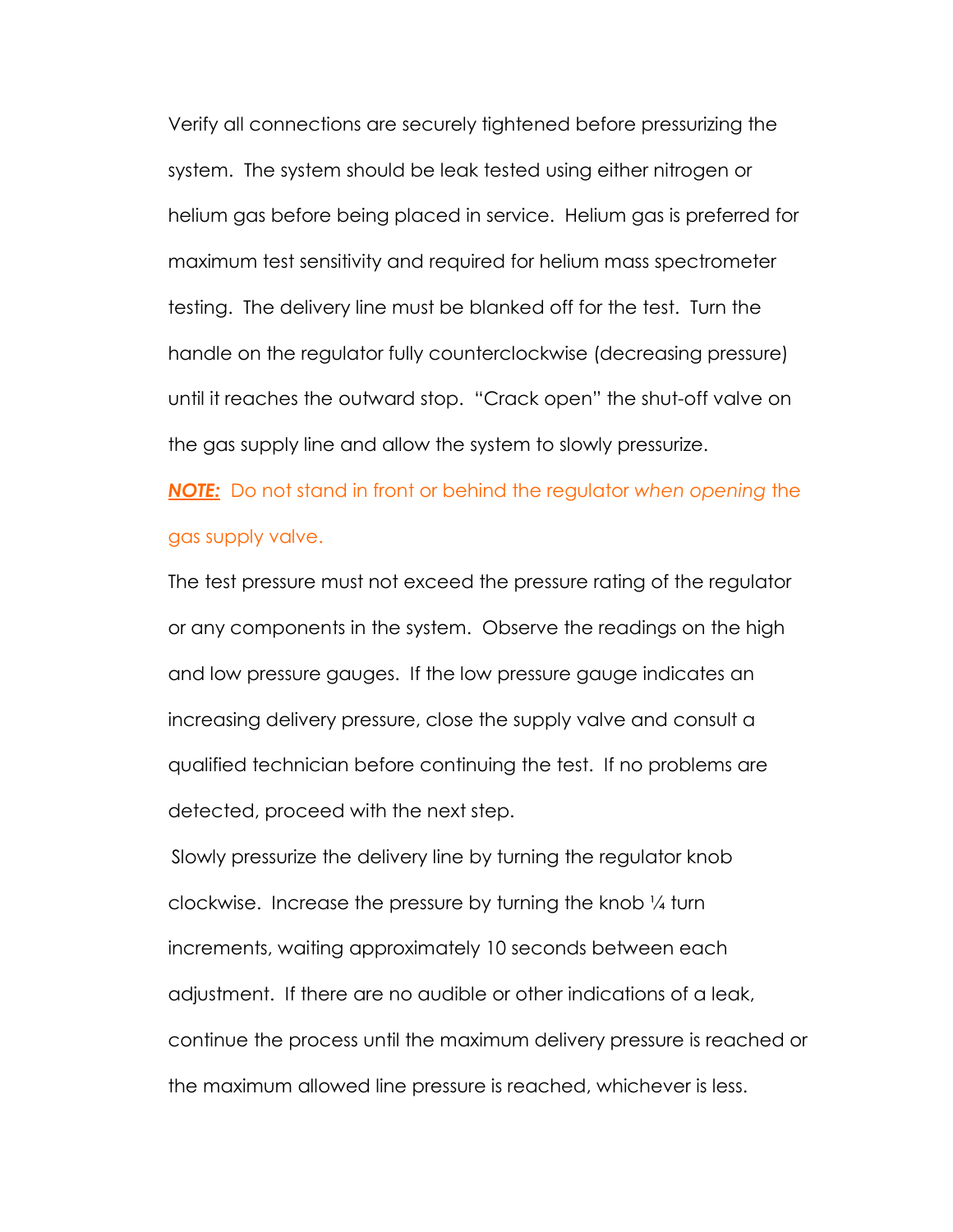Verify all connections are securely tightened before pressurizing the system. The system should be leak tested using either nitrogen or helium gas before being placed in service. Helium gas is preferred for maximum test sensitivity and required for helium mass spectrometer testing. The delivery line must be blanked off for the test. Turn the handle on the regulator fully counterclockwise (decreasing pressure) until it reaches the outward stop. "Crack open" the shut-off valve on the gas supply line and allow the system to slowly pressurize.

***NOTE:*** Do not stand in front or behind the regulator *when opening* the gas supply valve.

The test pressure must not exceed the pressure rating of the regulator or any components in the system. Observe the readings on the high and low pressure gauges. If the low pressure gauge indicates an increasing delivery pressure, close the supply valve and consult a qualified technician before continuing the test. If no problems are detected, proceed with the next step.

Slowly pressurize the delivery line by turning the regulator knob clockwise. Increase the pressure by turning the knob ¼ turn increments, waiting approximately 10 seconds between each adjustment. If there are no audible or other indications of a leak, continue the process until the maximum delivery pressure is reached or the maximum allowed line pressure is reached, whichever is less.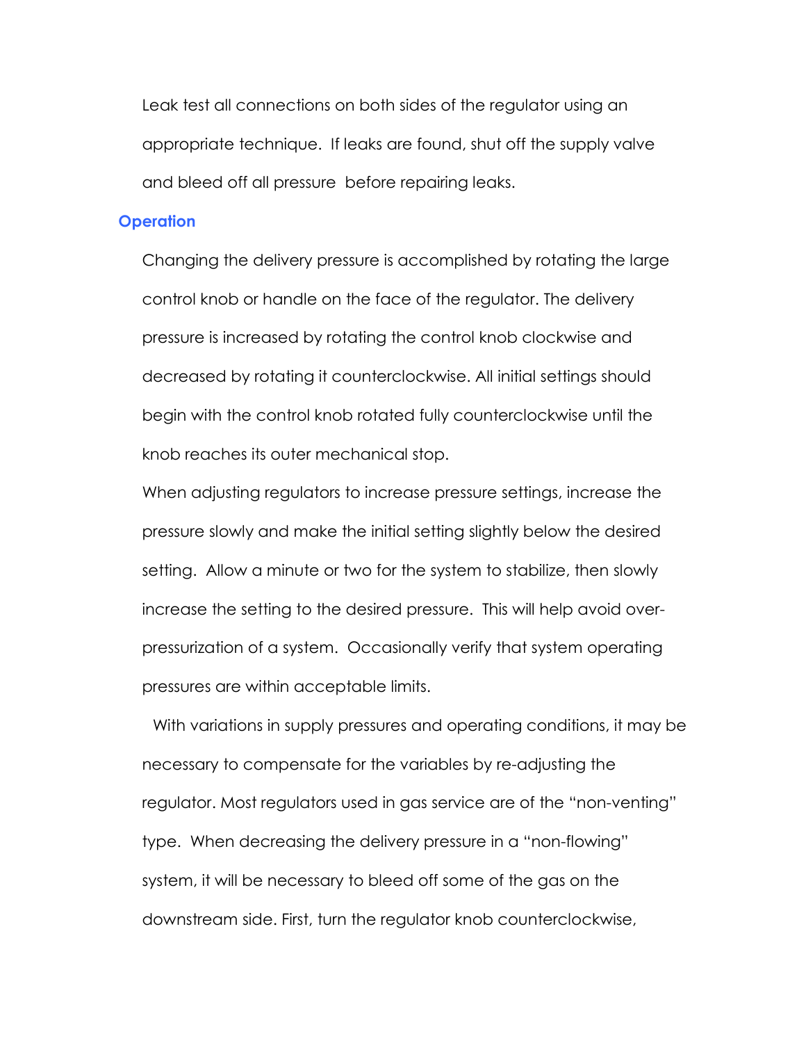Leak test all connections on both sides of the regulator using an appropriate technique. If leaks are found, shut off the supply valve and bleed off all pressure before repairing leaks.

## Operation

Changing the delivery pressure is accomplished by rotating the large control knob or handle on the face of the regulator. The delivery pressure is increased by rotating the control knob clockwise and decreased by rotating it counterclockwise. All initial settings should begin with the control knob rotated fully counterclockwise until the knob reaches its outer mechanical stop.

When adjusting regulators to increase pressure settings, increase the pressure slowly and make the initial setting slightly below the desired setting. Allow a minute or two for the system to stabilize, then slowly increase the setting to the desired pressure. This will help avoid over-pressurization of a system. Occasionally verify that system operating pressures are within acceptable limits.

With variations in supply pressures and operating conditions, it may be necessary to compensate for the variables by re-adjusting the regulator. Most regulators used in gas service are of the "non-venting" type. When decreasing the delivery pressure in a "non-flowing" system, it will be necessary to bleed off some of the gas on the downstream side. First, turn the regulator knob counterclockwise,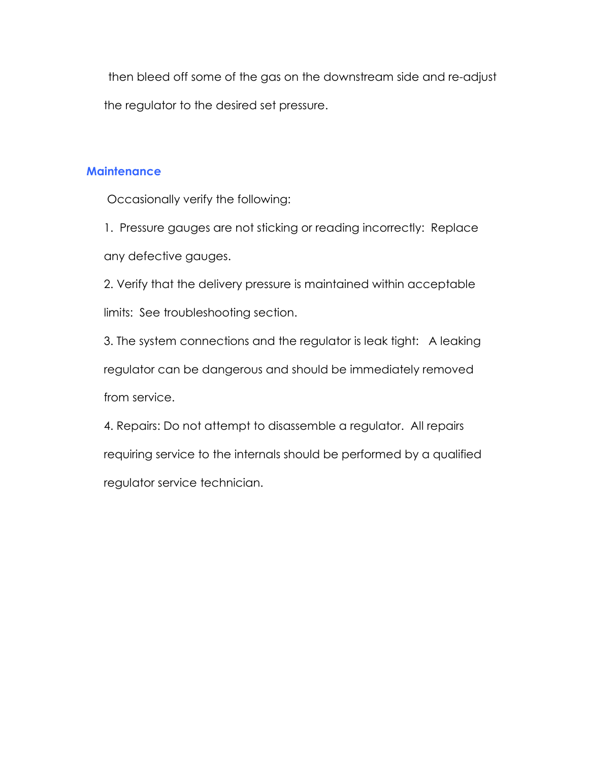then bleed off some of the gas on the downstream side and re-adjust the regulator to the desired set pressure.

## Maintenance

Occasionally verify the following:

1. Pressure gauges are not sticking or reading incorrectly: Replace any defective gauges.

2. Verify that the delivery pressure is maintained within acceptable limits: See troubleshooting section.

3. The system connections and the regulator is leak tight: A leaking regulator can be dangerous and should be immediately removed from service.

4. Repairs: Do not attempt to disassemble a regulator. All repairs requiring service to the internals should be performed by a qualified regulator service technician.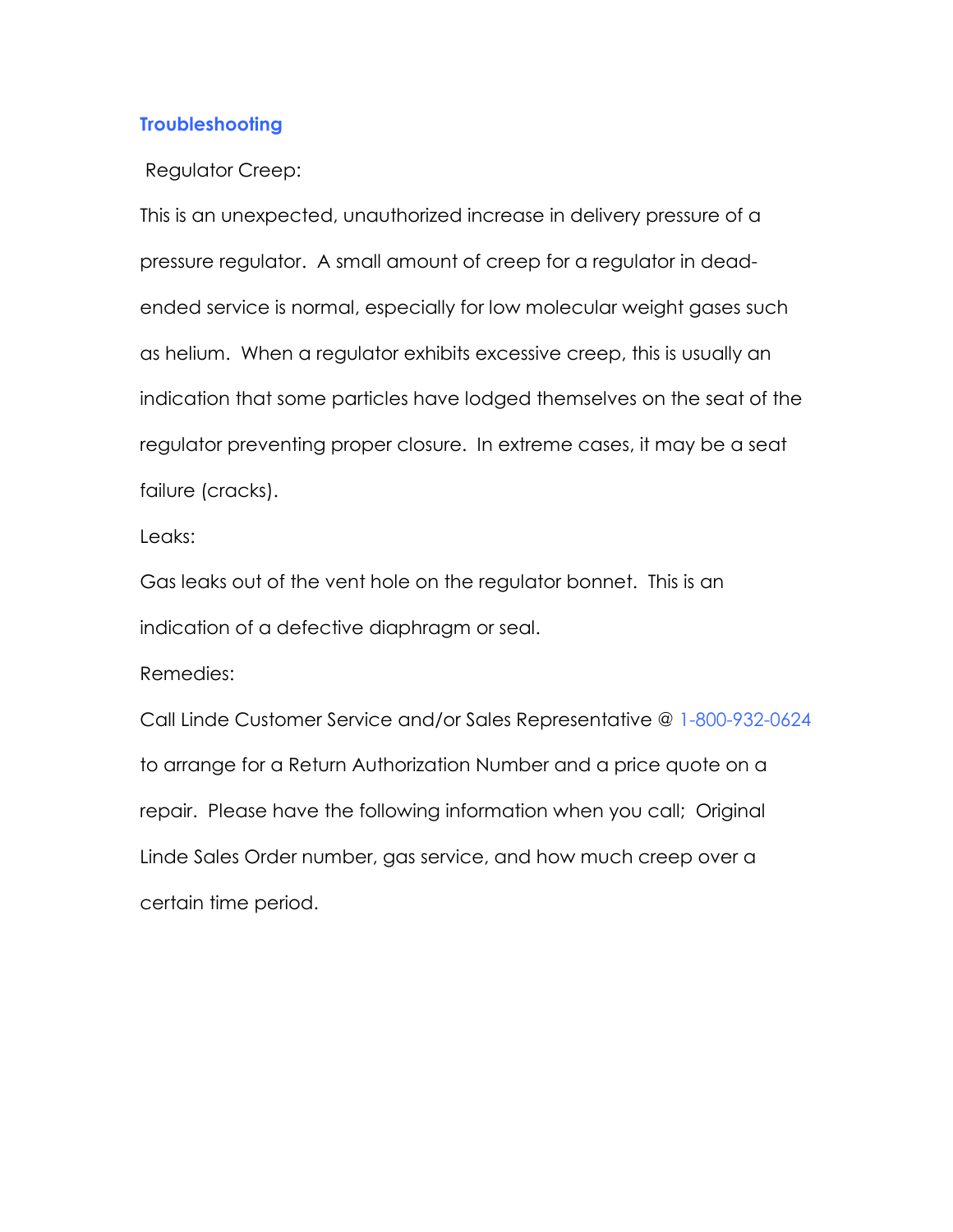## Troubleshooting

Regulator Creep:

This is an unexpected, unauthorized increase in delivery pressure of a pressure regulator. A small amount of creep for a regulator in dead-ended service is normal, especially for low molecular weight gases such as helium. When a regulator exhibits excessive creep, this is usually an indication that some particles have lodged themselves on the seat of the regulator preventing proper closure. In extreme cases, it may be a seat failure (cracks).

Leaks:

Gas leaks out of the vent hole on the regulator bonnet. This is an indication of a defective diaphragm or seal.

Remedies:

Call Linde Customer Service and/or Sales Representative @ 1-800-932-0624 to arrange for a Return Authorization Number and a price quote on a repair. Please have the following information when you call; Original Linde Sales Order number, gas service, and how much creep over a certain time period.